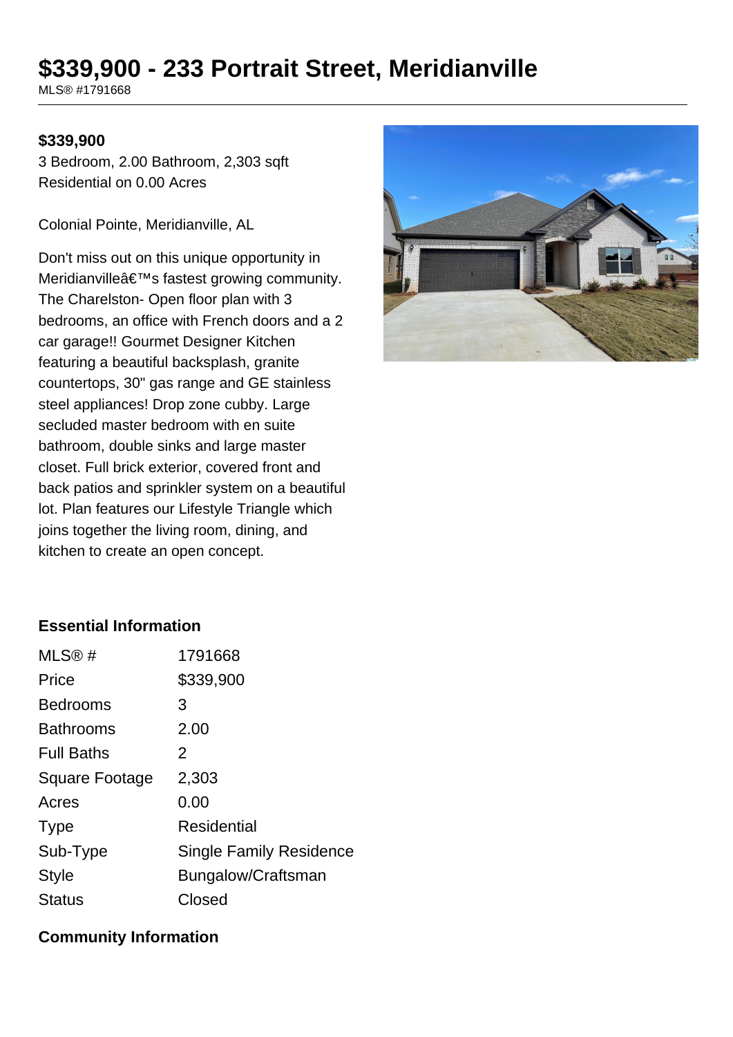# $339,900 - 233 Portrait Street, Meridianville

MLS® #1791668

**$339,900**

3 Bedroom, 2.00 Bathroom, 2,303 sqft
Residential on 0.00 Acres

Colonial Pointe, Meridianville, AL

Don't miss out on this unique opportunity in Meridianvilleâ€™s fastest growing community. The Charelston- Open floor plan with 3 bedrooms, an office with French doors and a 2 car garage!! Gourmet Designer Kitchen featuring a beautiful backsplash, granite countertops, 30" gas range and GE stainless steel appliances! Drop zone cubby. Large secluded master bedroom with en suite bathroom, double sinks and large master closet. Full brick exterior, covered front and back patios and sprinkler system on a beautiful lot. Plan features our Lifestyle Triangle which joins together the living room, dining, and kitchen to create an open concept.

## Essential Information

| | |
|---|---|
| MLS® # | 1791668 |
| Price | $339,900 |
| Bedrooms | 3 |
| Bathrooms | 2.00 |
| Full Baths | 2 |
| Square Footage | 2,303 |
| Acres | 0.00 |
| Type | Residential |
| Sub-Type | Single Family Residence |
| Style | Bungalow/Craftsman |
| Status | Closed |

## Community Information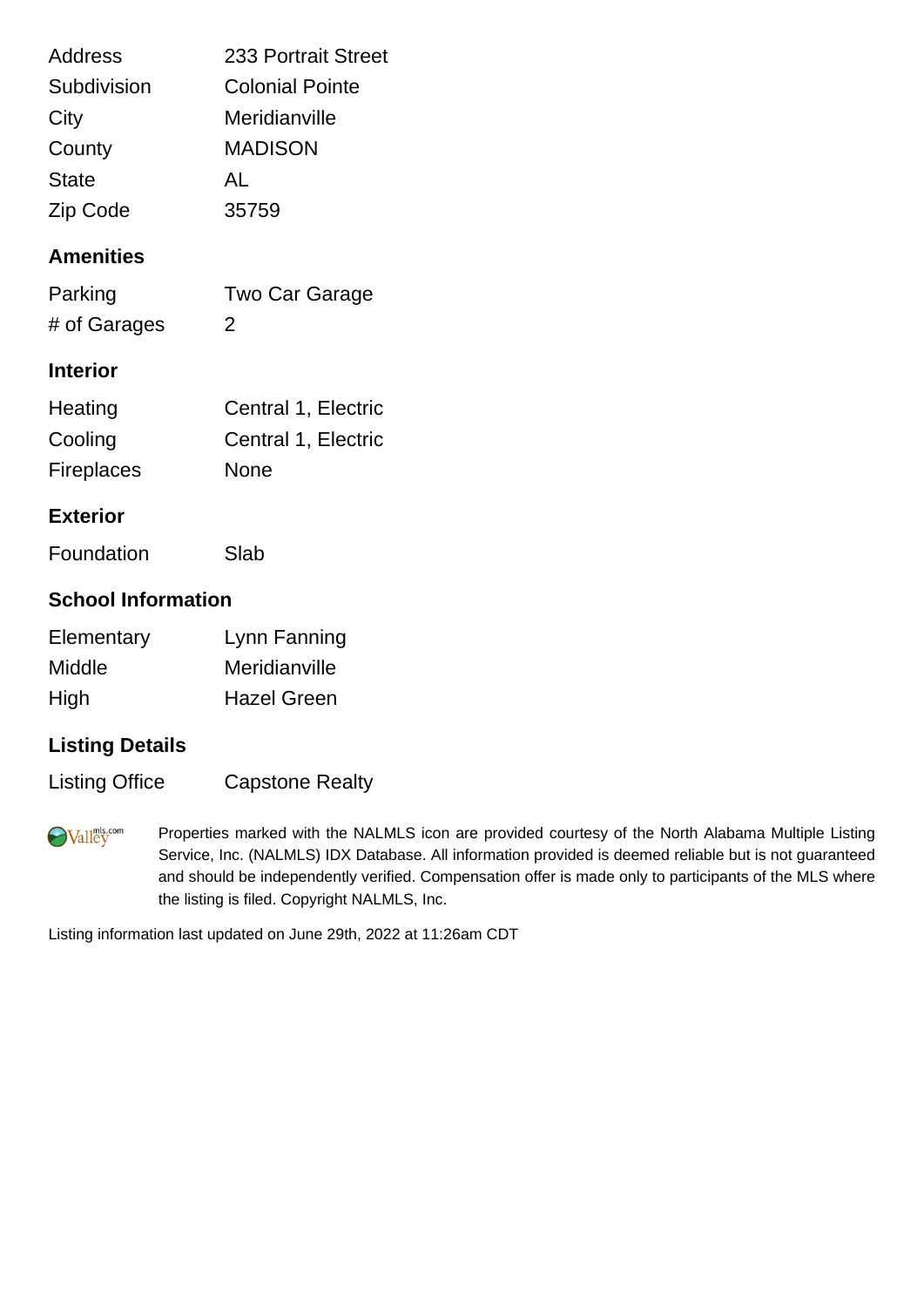| | |
|---|---|
| Address | 233 Portrait Street |
| Subdivision | Colonial Pointe |
| City | Meridianville |
| County | MADISON |
| State | AL |
| Zip Code | 35759 |

### Amenities

| | |
|---|---|
| Parking | Two Car Garage |
| # of Garages | 2 |

### Interior

| | |
|---|---|
| Heating | Central 1, Electric |
| Cooling | Central 1, Electric |
| Fireplaces | None |

### Exterior

| | |
|---|---|
| Foundation | Slab |

### School Information

| | |
|---|---|
| Elementary | Lynn Fanning |
| Middle | Meridianville |
| High | Hazel Green |

### Listing Details

| | |
|---|---|
| Listing Office | Capstone Realty |

Properties marked with the NALMLS icon are provided courtesy of the North Alabama Multiple Listing Service, Inc. (NALMLS) IDX Database. All information provided is deemed reliable but is not guaranteed and should be independently verified. Compensation offer is made only to participants of the MLS where the listing is filed. Copyright NALMLS, Inc.

Listing information last updated on June 29th, 2022 at 11:26am CDT